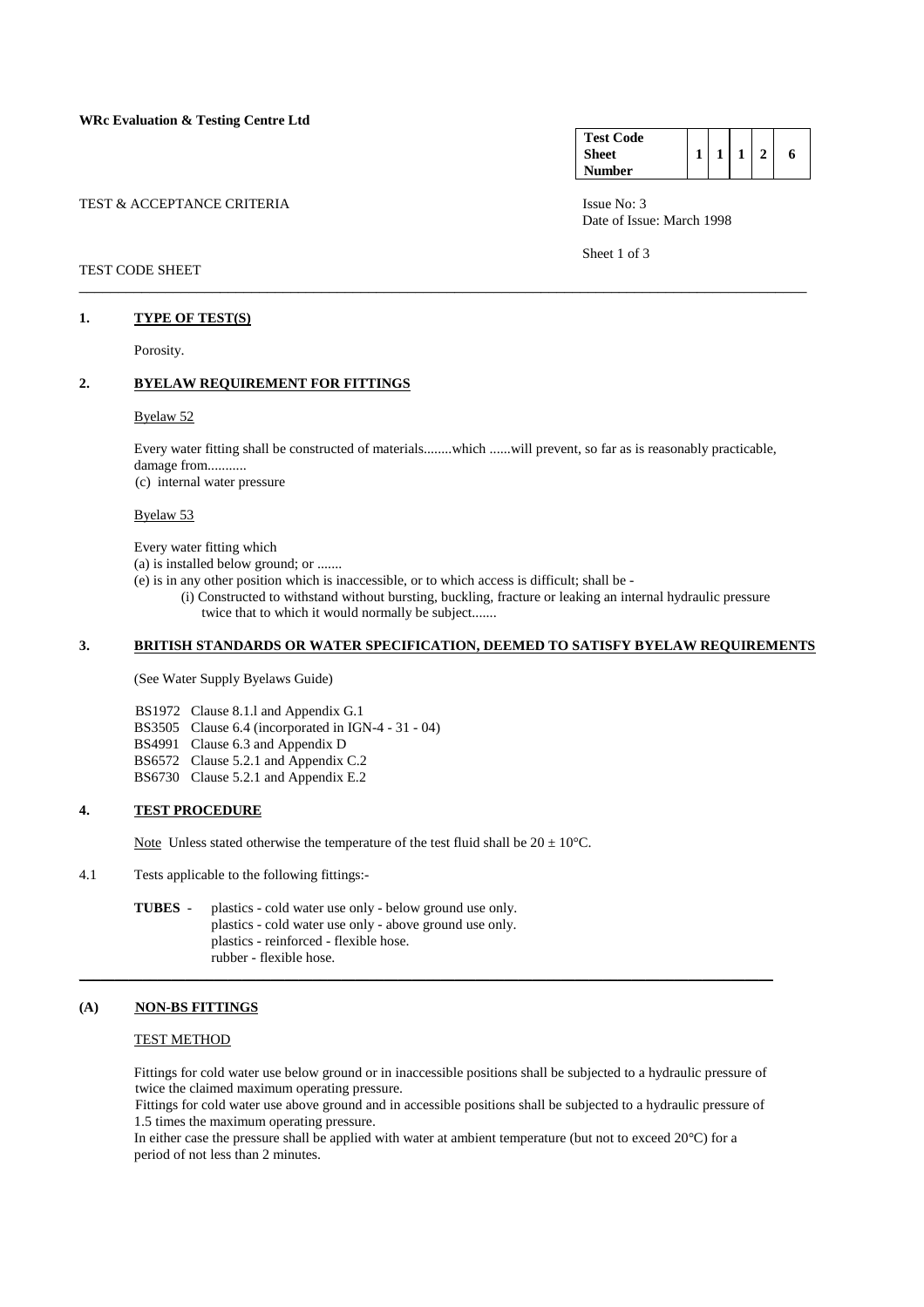**WRc Evaluation & Testing Centre Ltd**

| Test Code Sheet Number | 1 | 1 | 1 | 2 | 6 |
|---|---|---|---|---|---|

TEST & ACCEPTANCE CRITERIA

Issue No: 3
Date of Issue: March 1998

TEST CODE SHEET

---

## 1. TYPE OF TEST(S)

Porosity.

## 2. BYELAW REQUIREMENT FOR FITTINGS

Byelaw 52

Every water fitting shall be constructed of materials........which ......will prevent, so far as is reasonably practicable, damage from...........
(c) internal water pressure

Byelaw 53

Every water fitting which
(a) is installed below ground; or .......
(e) is in any other position which is inaccessible, or to which access is difficult; shall be -
(i) Constructed to withstand without bursting, buckling, fracture or leaking an internal hydraulic pressure twice that to which it would normally be subject.......

## 3. BRITISH STANDARDS OR WATER SPECIFICATION, DEEMED TO SATISFY BYELAW REQUIREMENTS

(See Water Supply Byelaws Guide)

BS1972 Clause 8.1.l and Appendix G.1
BS3505 Clause 6.4 (incorporated in IGN-4 - 31 - 04)
BS4991 Clause 6.3 and Appendix D
BS6572 Clause 5.2.1 and Appendix C.2
BS6730 Clause 5.2.1 and Appendix E.2

## 4. TEST PROCEDURE

Note Unless stated otherwise the temperature of the test fluid shall be 20 ± 10°C.

4.1 Tests applicable to the following fittings:-

**TUBES** - plastics - cold water use only - below ground use only.
plastics - cold water use only - above ground use only.
plastics - reinforced - flexible hose.
rubber - flexible hose.

---

### (A) NON-BS FITTINGS

TEST METHOD

Fittings for cold water use below ground or in inaccessible positions shall be subjected to a hydraulic pressure of twice the claimed maximum operating pressure.
Fittings for cold water use above ground and in accessible positions shall be subjected to a hydraulic pressure of 1.5 times the maximum operating pressure.
In either case the pressure shall be applied with water at ambient temperature (but not to exceed 20°C) for a period of not less than 2 minutes.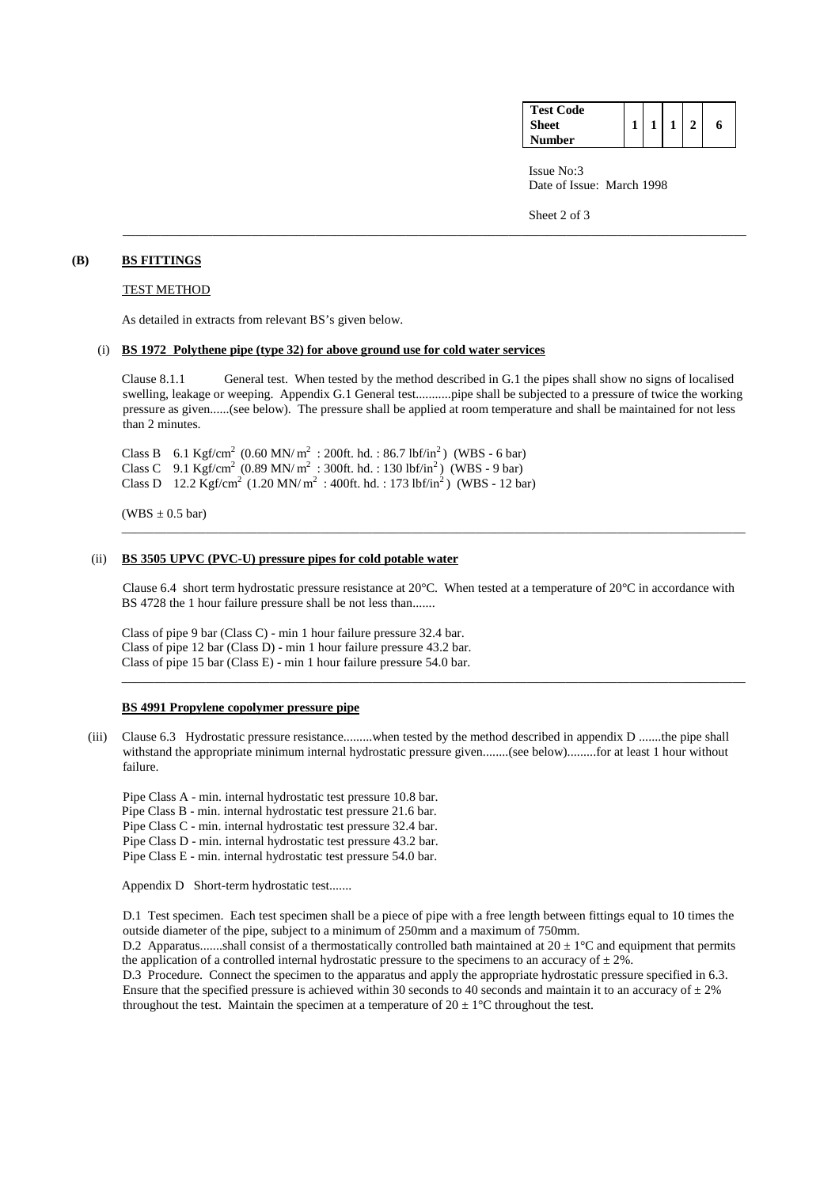| Test Code Sheet Number | 1 | 1 | 1 | 2 | 6 |
|---|---|---|---|---|---|

Issue No:3
Date of Issue: March 1998

---

**(B)** **BS FITTINGS**

TEST METHOD

As detailed in extracts from relevant BS's given below.

(i) **BS 1972 Polythene pipe (type 32) for above ground use for cold water services**

Clause 8.1.1 General test. When tested by the method described in G.1 the pipes shall show no signs of localised swelling, leakage or weeping. Appendix G.1 General test...........pipe shall be subjected to a pressure of twice the working pressure as given......(see below). The pressure shall be applied at room temperature and shall be maintained for not less than 2 minutes.

Class B 6.1 Kgf/cm$^2$ (0.60 MN/ m$^2$ : 200ft. hd. : 86.7 lbf/in$^2$) (WBS - 6 bar)
Class C 9.1 Kgf/cm$^2$ (0.89 MN/ m$^2$ : 300ft. hd. : 130 lbf/in$^2$) (WBS - 9 bar)
Class D 12.2 Kgf/cm$^2$ (1.20 MN/ m$^2$ : 400ft. hd. : 173 lbf/in$^2$) (WBS - 12 bar)

(WBS $\pm$ 0.5 bar)

---

(ii) **BS 3505 UPVC (PVC-U) pressure pipes for cold potable water**

Clause 6.4 short term hydrostatic pressure resistance at 20°C. When tested at a temperature of 20°C in accordance with BS 4728 the 1 hour failure pressure shall be not less than.......

Class of pipe 9 bar (Class C) - min 1 hour failure pressure 32.4 bar.
Class of pipe 12 bar (Class D) - min 1 hour failure pressure 43.2 bar.
Class of pipe 15 bar (Class E) - min 1 hour failure pressure 54.0 bar.

---

**BS 4991 Propylene copolymer pressure pipe**

(iii) Clause 6.3 Hydrostatic pressure resistance.........when tested by the method described in appendix D .......the pipe shall withstand the appropriate minimum internal hydrostatic pressure given........(see below).........for at least 1 hour without failure.

Pipe Class A - min. internal hydrostatic test pressure 10.8 bar.
Pipe Class B - min. internal hydrostatic test pressure 21.6 bar.
Pipe Class C - min. internal hydrostatic test pressure 32.4 bar.
Pipe Class D - min. internal hydrostatic test pressure 43.2 bar.
Pipe Class E - min. internal hydrostatic test pressure 54.0 bar.

Appendix D Short-term hydrostatic test.......

D.1 Test specimen. Each test specimen shall be a piece of pipe with a free length between fittings equal to 10 times the outside diameter of the pipe, subject to a minimum of 250mm and a maximum of 750mm.
D.2 Apparatus.......shall consist of a thermostatically controlled bath maintained at 20 $\pm$ 1°C and equipment that permits the application of a controlled internal hydrostatic pressure to the specimens to an accuracy of $\pm$ 2%.
D.3 Procedure. Connect the specimen to the apparatus and apply the appropriate hydrostatic pressure specified in 6.3. Ensure that the specified pressure is achieved within 30 seconds to 40 seconds and maintain it to an accuracy of $\pm$ 2% throughout the test. Maintain the specimen at a temperature of 20 $\pm$ 1°C throughout the test.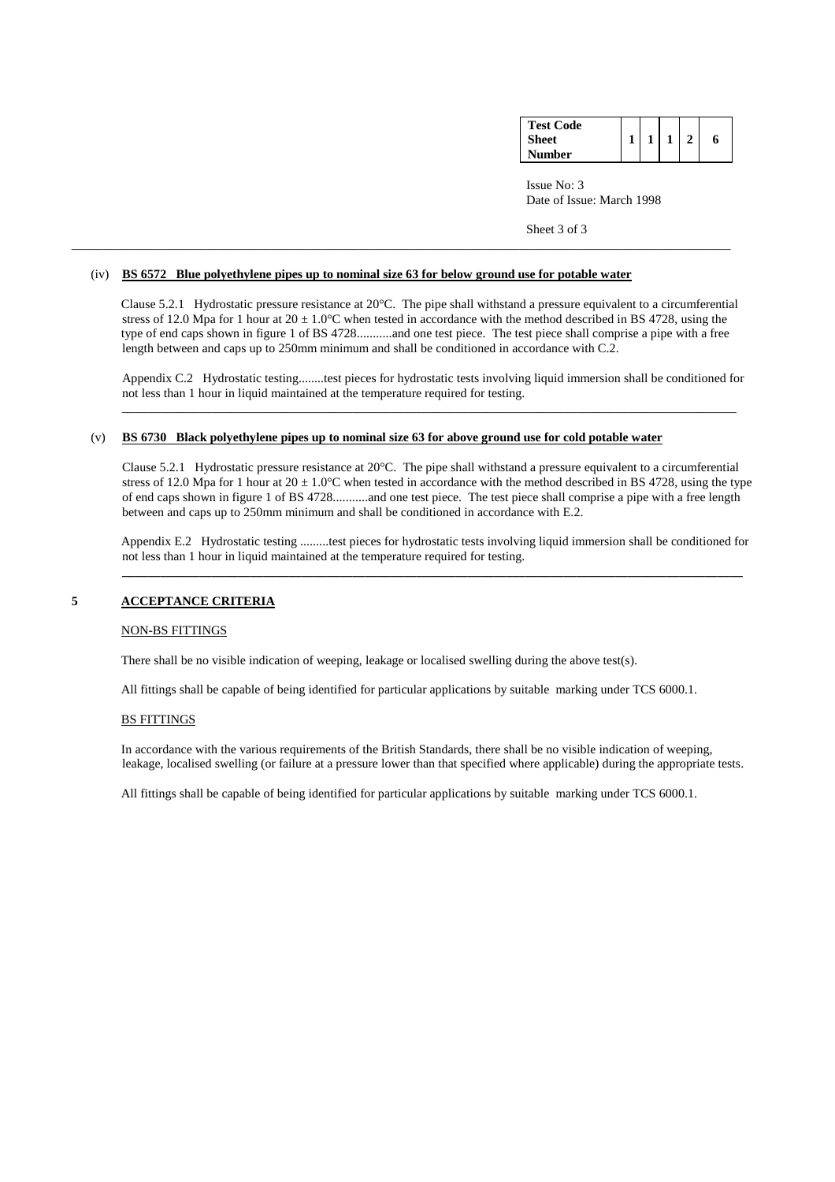(iv) **BS 6572 Blue polyethylene pipes up to nominal size 63 for below ground use for potable water**

Clause 5.2.1 Hydrostatic pressure resistance at 20°C. The pipe shall withstand a pressure equivalent to a circumferential stress of 12.0 Mpa for 1 hour at 20 ± 1.0°C when tested in accordance with the method described in BS 4728, using the type of end caps shown in figure 1 of BS 4728...........and one test piece. The test piece shall comprise a pipe with a free length between and caps up to 250mm minimum and shall be conditioned in accordance with C.2.

Appendix C.2 Hydrostatic testing........test pieces for hydrostatic tests involving liquid immersion shall be conditioned for not less than 1 hour in liquid maintained at the temperature required for testing.

---

(v) **BS 6730 Black polyethylene pipes up to nominal size 63 for above ground use for cold potable water**

Clause 5.2.1 Hydrostatic pressure resistance at 20°C. The pipe shall withstand a pressure equivalent to a circumferential stress of 12.0 Mpa for 1 hour at 20 ± 1.0°C when tested in accordance with the method described in BS 4728, using the type of end caps shown in figure 1 of BS 4728...........and one test piece. The test piece shall comprise a pipe with a free length between and caps up to 250mm minimum and shall be conditioned in accordance with E.2.

Appendix E.2 Hydrostatic testing .........test pieces for hydrostatic tests involving liquid immersion shall be conditioned for not less than 1 hour in liquid maintained at the temperature required for testing.

---

## 5 ACCEPTANCE CRITERIA

NON-BS FITTINGS

There shall be no visible indication of weeping, leakage or localised swelling during the above test(s).

All fittings shall be capable of being identified for particular applications by suitable marking under TCS 6000.1.

BS FITTINGS

In accordance with the various requirements of the British Standards, there shall be no visible indication of weeping, leakage, localised swelling (or failure at a pressure lower than that specified where applicable) during the appropriate tests.

All fittings shall be capable of being identified for particular applications by suitable marking under TCS 6000.1.